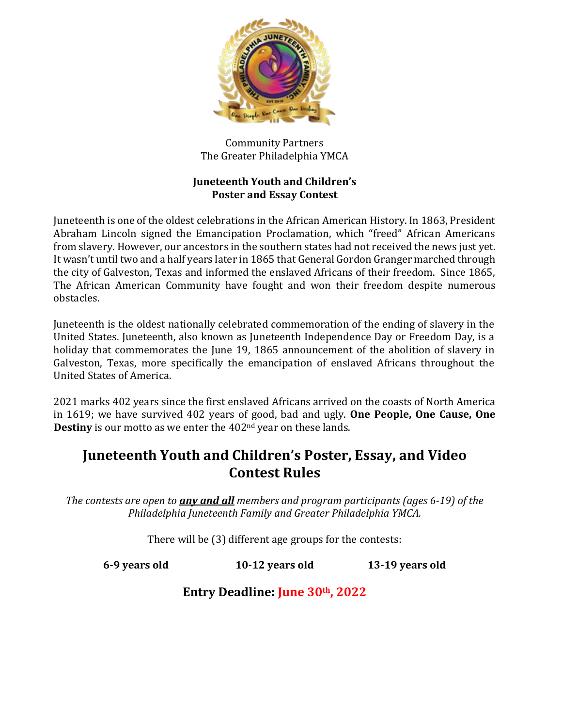Community Partners
The Greater Philadelphia YMCA

**Juneteenth Youth and Children's**
**Poster and Essay Contest**

Juneteenth is one of the oldest celebrations in the African American History. In 1863, President Abraham Lincoln signed the Emancipation Proclamation, which "freed" African Americans from slavery. However, our ancestors in the southern states had not received the news just yet. It wasn't until two and a half years later in 1865 that General Gordon Granger marched through the city of Galveston, Texas and informed the enslaved Africans of their freedom. Since 1865, The African American Community have fought and won their freedom despite numerous obstacles.

Juneteenth is the oldest nationally celebrated commemoration of the ending of slavery in the United States. Juneteenth, also known as Juneteenth Independence Day or Freedom Day, is a holiday that commemorates the June 19, 1865 announcement of the abolition of slavery in Galveston, Texas, more specifically the emancipation of enslaved Africans throughout the United States of America.

2021 marks 402 years since the first enslaved Africans arrived on the coasts of North America in 1619; we have survived 402 years of good, bad and ugly. **One People, One Cause, One Destiny** is our motto as we enter the 402nd year on these lands.

## Juneteenth Youth and Children's Poster, Essay, and Video Contest Rules

*The contests are open to* ***any and all*** *members and program participants (ages 6-19) of the Philadelphia Juneteenth Family and Greater Philadelphia YMCA.*

There will be (3) different age groups for the contests:

**6-9 years old** **10-12 years old** **13-19 years old**

**Entry Deadline: June 30th, 2022**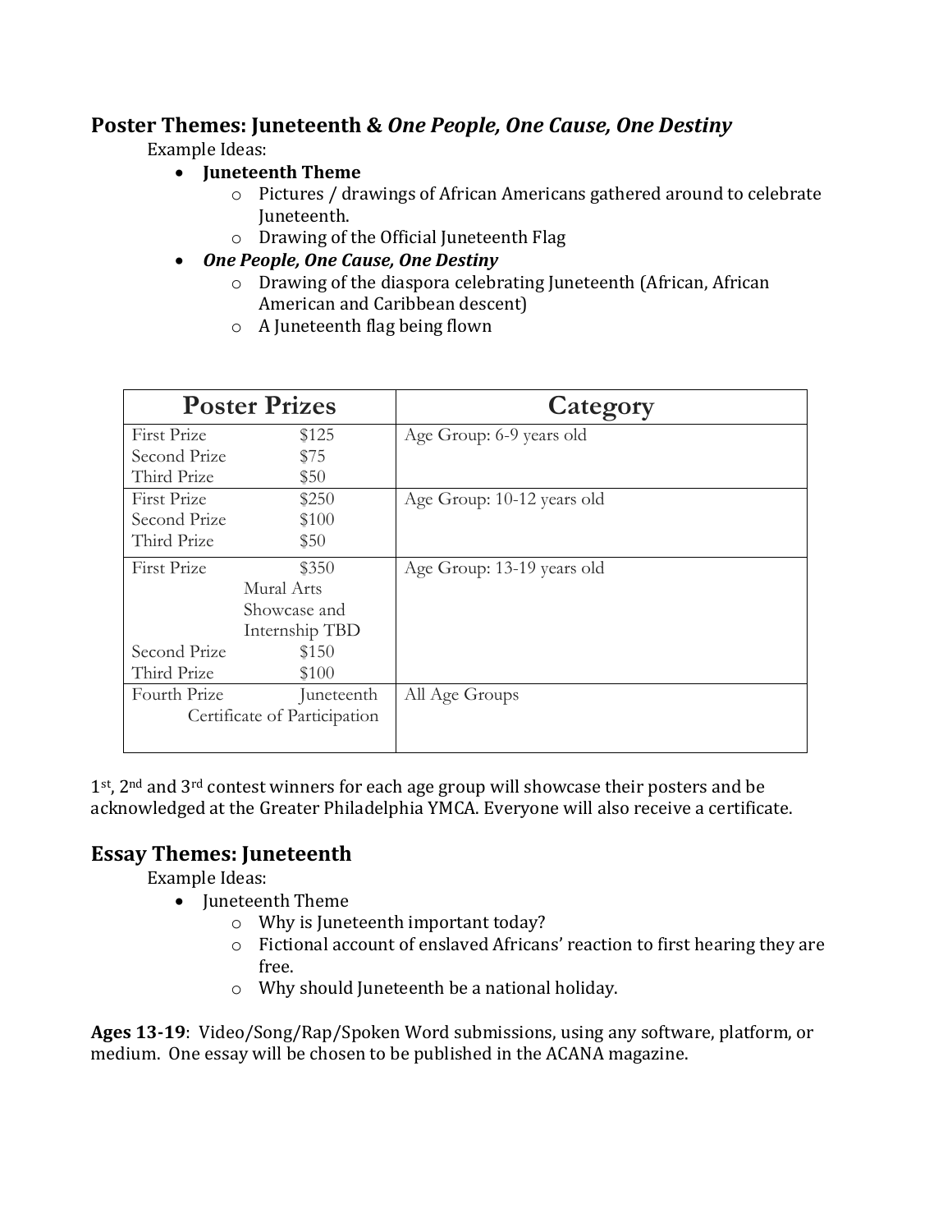## Poster Themes: Juneteenth & *One People, One Cause, One Destiny*

Example Ideas:

- **Juneteenth Theme**
  - Pictures / drawings of African Americans gathered around to celebrate Juneteenth.
  - Drawing of the Official Juneteenth Flag
- ***One People, One Cause, One Destiny***
  - Drawing of the diaspora celebrating Juneteenth (African, African American and Caribbean descent)
  - A Juneteenth flag being flown

| Poster Prizes | | Category |
|---|---|---|
| First Prize | $125 | Age Group: 6-9 years old |
| Second Prize | $75 | |
| Third Prize | $50 | |
| First Prize | $250 | Age Group: 10-12 years old |
| Second Prize | $100 | |
| Third Prize | $50 | |
| First Prize | $350 Mural Arts Showcase and Internship TBD | Age Group: 13-19 years old |
| Second Prize | $150 | |
| Third Prize | $100 | |
| Fourth Prize | Juneteenth Certificate of Participation | All Age Groups |

1st, 2nd and 3rd contest winners for each age group will showcase their posters and be acknowledged at the Greater Philadelphia YMCA. Everyone will also receive a certificate.

## Essay Themes: Juneteenth

Example Ideas:

- Juneteenth Theme
  - Why is Juneteenth important today?
  - Fictional account of enslaved Africans' reaction to first hearing they are free.
  - Why should Juneteenth be a national holiday.

**Ages 13-19**: Video/Song/Rap/Spoken Word submissions, using any software, platform, or medium. One essay will be chosen to be published in the ACANA magazine.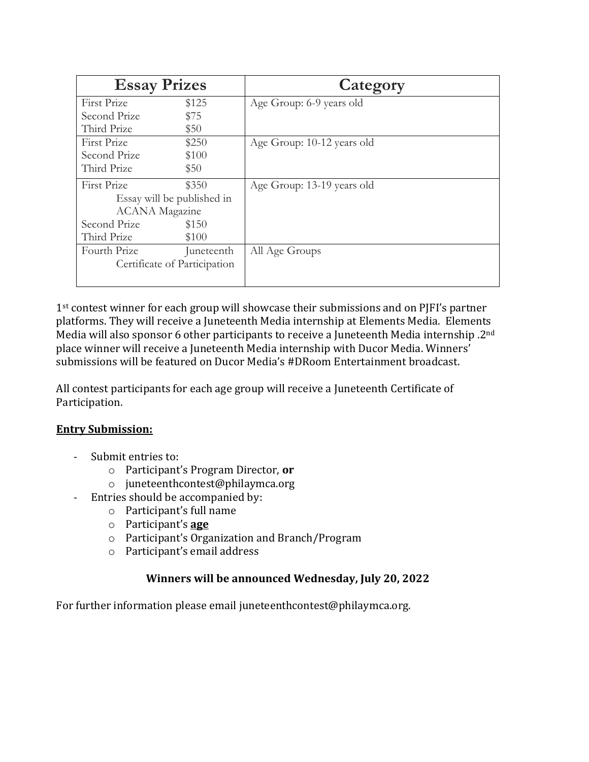| Essay Prizes | | Category |
|---|---|---|
| First Prize<br>Second Prize<br>Third Prize | $125<br>$75<br>$50 | Age Group: 6-9 years old |
| First Prize<br>Second Prize<br>Third Prize | $250<br>$100<br>$50 | Age Group: 10-12 years old |
| First Prize<br>Essay will be published in ACANA Magazine<br>Second Prize<br>Third Prize | $350<br><br><br>$150<br>$100 | Age Group: 13-19 years old |
| Fourth Prize | Juneteenth Certificate of Participation | All Age Groups |

1st contest winner for each group will showcase their submissions and on PJFI's partner platforms. They will receive a Juneteenth Media internship at Elements Media. Elements Media will also sponsor 6 other participants to receive a Juneteenth Media internship .2nd place winner will receive a Juneteenth Media internship with Ducor Media. Winners' submissions will be featured on Ducor Media's #DRoom Entertainment broadcast.

All contest participants for each age group will receive a Juneteenth Certificate of Participation.

**Entry Submission:**

- Submit entries to:
  - Participant's Program Director, **or**
  - juneteenthcontest@philaymca.org
- Entries should be accompanied by:
  - Participant's full name
  - Participant's **age**
  - Participant's Organization and Branch/Program
  - Participant's email address

**Winners will be announced Wednesday, July 20, 2022**

For further information please email juneteenthcontest@philaymca.org.